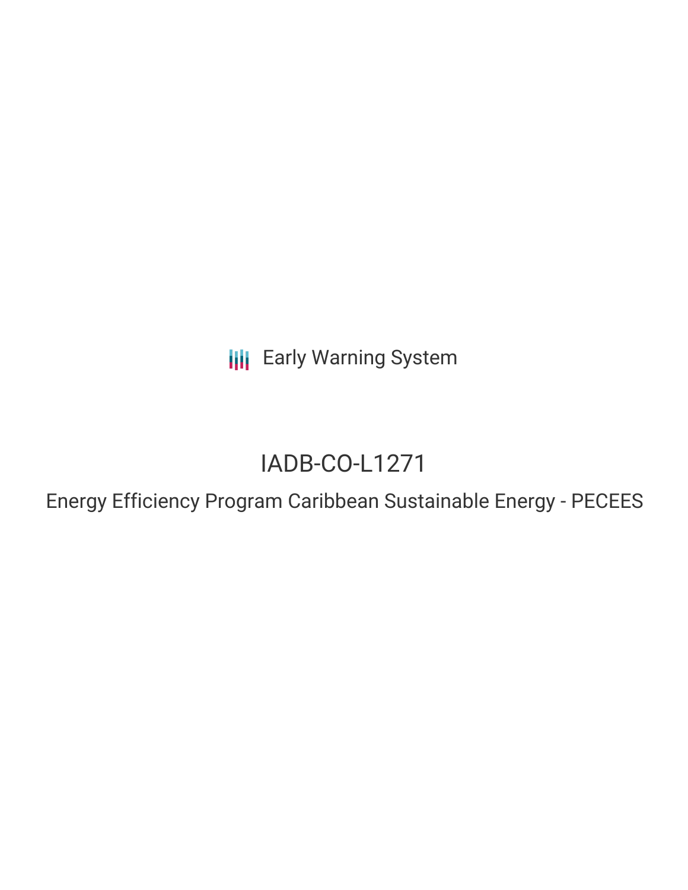Early Warning System

# IADB-CO-L1271

## Energy Efficiency Program Caribbean Sustainable Energy - PECEES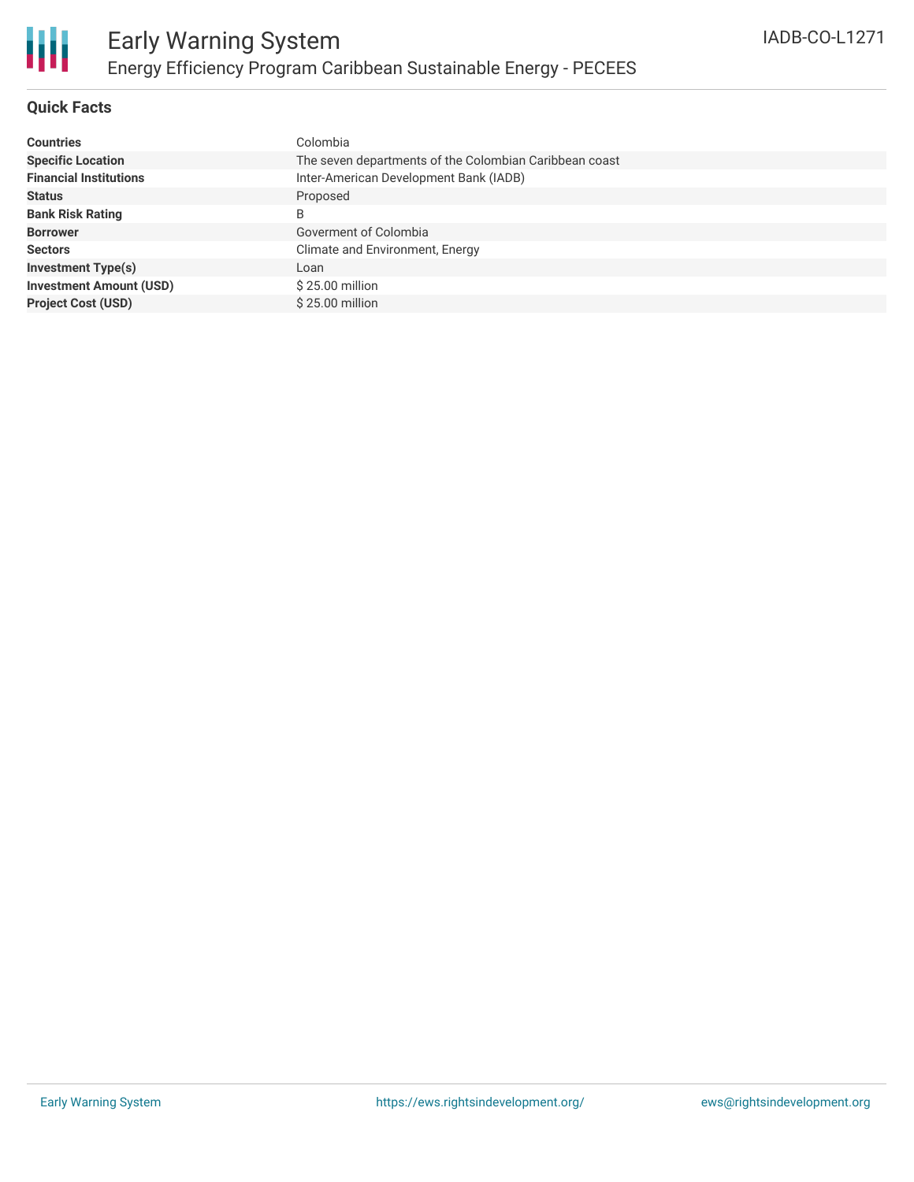# Early Warning System

## Energy Efficiency Program Caribbean Sustainable Energy - PECEES

IADB-CO-L1271

### Quick Facts

| | |
|---|---|
| **Countries** | Colombia |
| **Specific Location** | The seven departments of the Colombian Caribbean coast |
| **Financial Institutions** | Inter-American Development Bank (IADB) |
| **Status** | Proposed |
| **Bank Risk Rating** | B |
| **Borrower** | Goverment of Colombia |
| **Sectors** | Climate and Environment, Energy |
| **Investment Type(s)** | Loan |
| **Investment Amount (USD)** | $ 25.00 million |
| **Project Cost (USD)** | $ 25.00 million |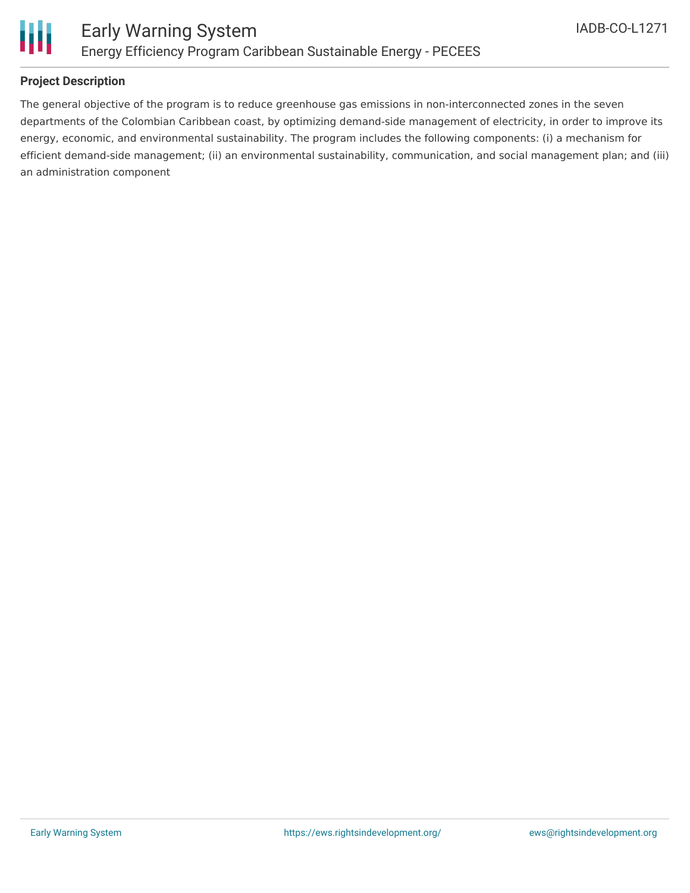**Project Description**

The general objective of the program is to reduce greenhouse gas emissions in non-interconnected zones in the seven departments of the Colombian Caribbean coast, by optimizing demand-side management of electricity, in order to improve its energy, economic, and environmental sustainability. The program includes the following components: (i) a mechanism for efficient demand-side management; (ii) an environmental sustainability, communication, and social management plan; and (iii) an administration component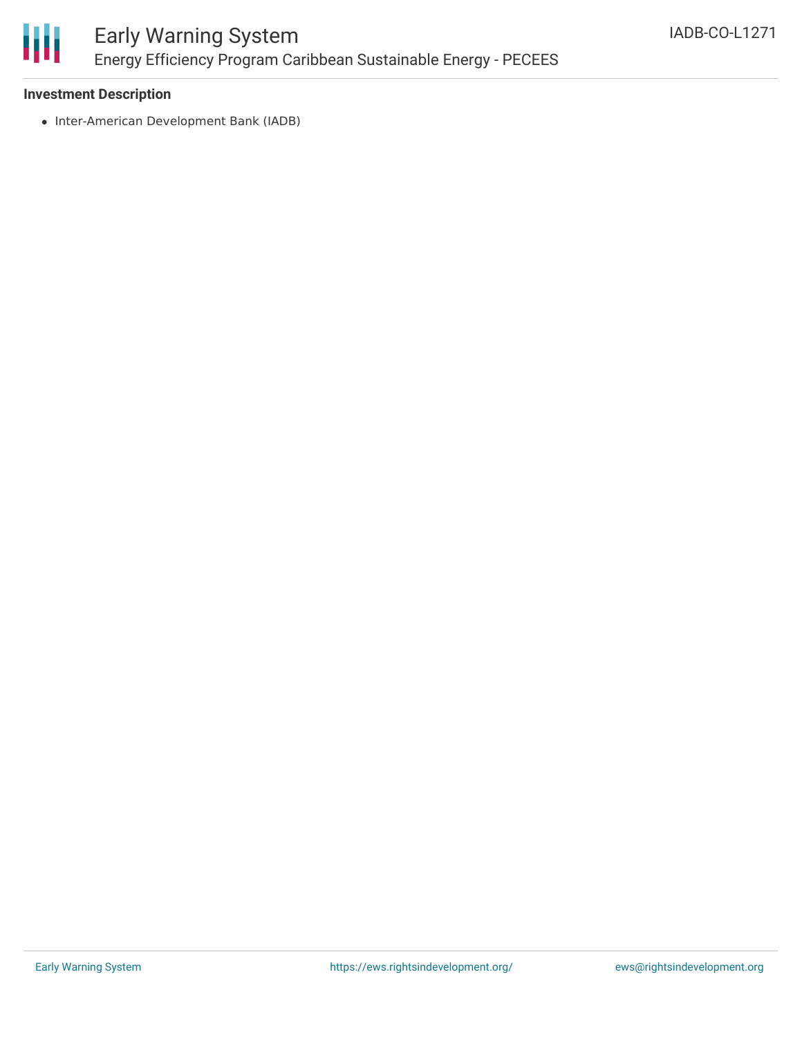### Investment Description

- Inter-American Development Bank (IADB)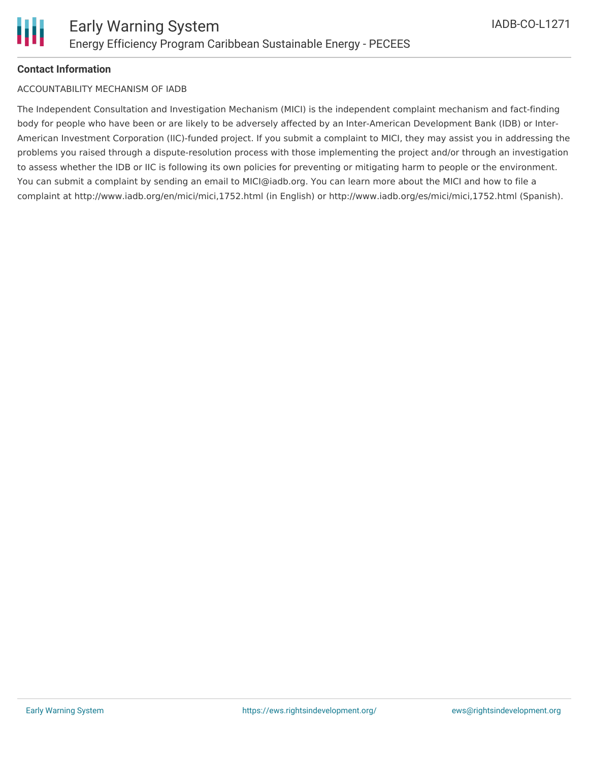**Contact Information**

ACCOUNTABILITY MECHANISM OF IADB

The Independent Consultation and Investigation Mechanism (MICI) is the independent complaint mechanism and fact-finding body for people who have been or are likely to be adversely affected by an Inter-American Development Bank (IDB) or Inter-American Investment Corporation (IIC)-funded project. If you submit a complaint to MICI, they may assist you in addressing the problems you raised through a dispute-resolution process with those implementing the project and/or through an investigation to assess whether the IDB or IIC is following its own policies for preventing or mitigating harm to people or the environment. You can submit a complaint by sending an email to MICI@iadb.org. You can learn more about the MICI and how to file a complaint at http://www.iadb.org/en/mici/mici,1752.html (in English) or http://www.iadb.org/es/mici/mici,1752.html (Spanish).